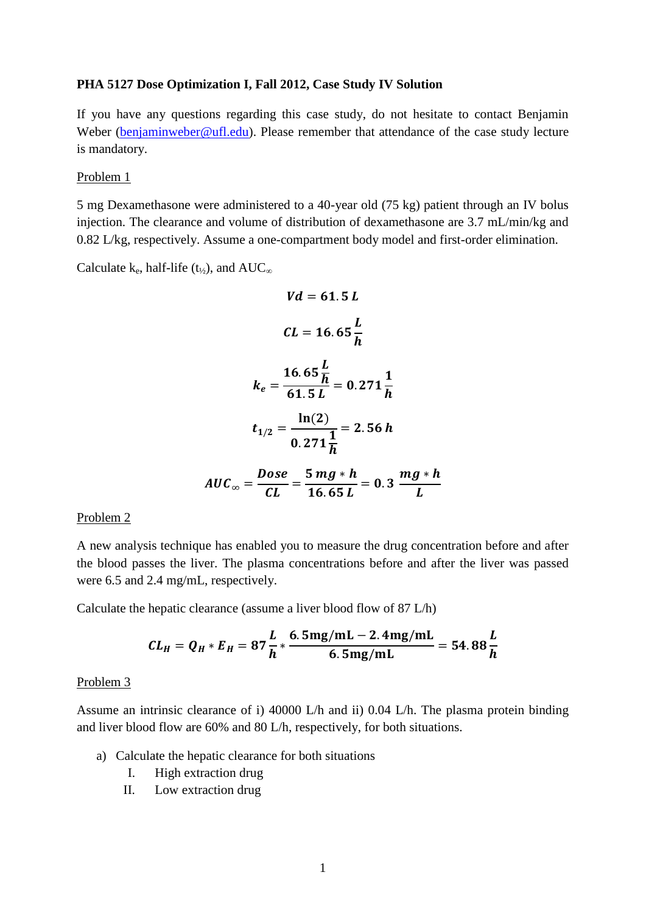**PHA 5127 Dose Optimization I, Fall 2012, Case Study IV Solution**

If you have any questions regarding this case study, do not hesitate to contact Benjamin Weber (benjaminweber@ufl.edu). Please remember that attendance of the case study lecture is mandatory.

Problem 1

5 mg Dexamethasone were administered to a 40-year old (75 kg) patient through an IV bolus injection. The clearance and volume of distribution of dexamethasone are 3.7 mL/min/kg and 0.82 L/kg, respectively. Assume a one-compartment body model and first-order elimination.

Calculate $k_e$, half-life ($t_{½}$), and $AUC_\infty$

$$\boldsymbol{Vd = 61.5\,L}$$

$$\boldsymbol{CL = 16.65\,\frac{L}{h}}$$

$$\boldsymbol{k_e = \frac{16.65\,\frac{L}{h}}{61.5\,L} = 0.271\,\frac{1}{h}}$$

$$\boldsymbol{t_{1/2} = \frac{\ln(2)}{0.271\,\frac{1}{h}} = 2.56\,h}$$

$$\boldsymbol{AUC_\infty = \frac{Dose}{CL} = \frac{5\,mg * h}{16.65\,L} = 0.3\,\frac{mg * h}{L}}$$

Problem 2

A new analysis technique has enabled you to measure the drug concentration before and after the blood passes the liver. The plasma concentrations before and after the liver was passed were 6.5 and 2.4 mg/mL, respectively.

Calculate the hepatic clearance (assume a liver blood flow of 87 L/h)

$$\boldsymbol{CL_H = Q_H * E_H = 87\,\frac{L}{h} * \frac{6.5\text{mg/mL} - 2.4\text{mg/mL}}{6.5\text{mg/mL}} = 54.88\,\frac{L}{h}}$$

Problem 3

Assume an intrinsic clearance of i) 40000 L/h and ii) 0.04 L/h. The plasma protein binding and liver blood flow are 60% and 80 L/h, respectively, for both situations.

a) Calculate the hepatic clearance for both situations
   I. High extraction drug
   II. Low extraction drug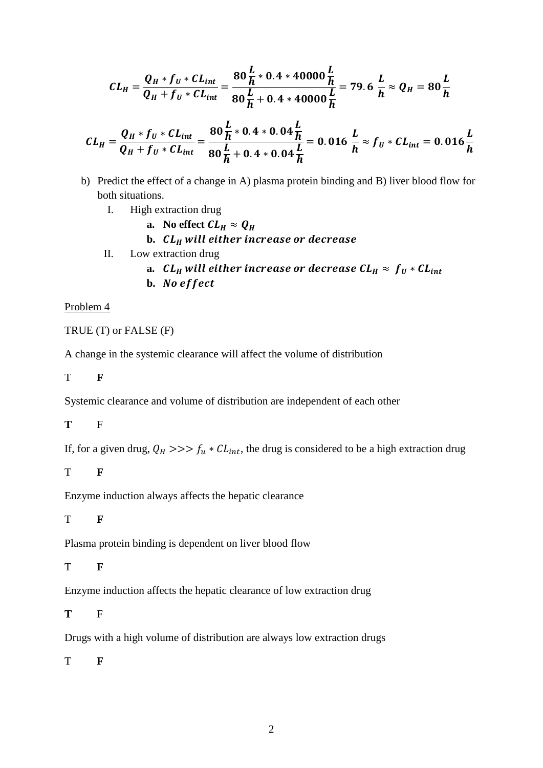$$CL_H = \frac{Q_H * f_U * CL_{int}}{Q_H + f_U * CL_{int}} = \frac{80\frac{L}{h} * 0.4 * 40000\frac{L}{h}}{80\frac{L}{h} + 0.4 * 40000\frac{L}{h}} = 79.6\ \frac{L}{h} \approx Q_H = 80\frac{L}{h}$$

$$CL_H = \frac{Q_H * f_U * CL_{int}}{Q_H + f_U * CL_{int}} = \frac{80\frac{L}{h} * 0.4 * 0.04\frac{L}{h}}{80\frac{L}{h} + 0.4 * 0.04\frac{L}{h}} = 0.016\ \frac{L}{h} \approx f_U * CL_{int} = 0.016\frac{L}{h}$$

b) Predict the effect of a change in A) plasma protein binding and B) liver blood flow for both situations.

I. High extraction drug
   - **a. No effect $CL_H \approx Q_H$**
   - **b. $CL_H$ *will either increase or decrease***

II. Low extraction drug
   - **a. $CL_H$ *will either increase or decrease* $CL_H \approx f_U * CL_{int}$**
   - **b. *No effect***

Problem 4

TRUE (T) or FALSE (F)

A change in the systemic clearance will affect the volume of distribution

T **F**

Systemic clearance and volume of distribution are independent of each other

**T** F

If, for a given drug, $Q_H >>> f_u * CL_{int}$, the drug is considered to be a high extraction drug

T **F**

Enzyme induction always affects the hepatic clearance

T **F**

Plasma protein binding is dependent on liver blood flow

T **F**

Enzyme induction affects the hepatic clearance of low extraction drug

**T** F

Drugs with a high volume of distribution are always low extraction drugs

T **F**